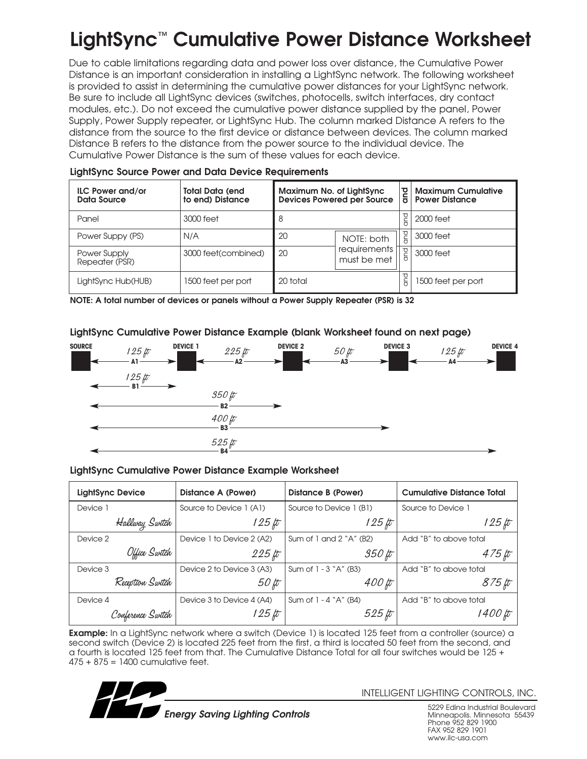# LightSync™ Cumulative Power Distance Worksheet

Due to cable limitations regarding data and power loss over distance, the Cumulative Power Distance is an important consideration in installing a LightSync network. The following worksheet is provided to assist in determining the cumulative power distances for your LightSync network. Be sure to include all LightSync devices (switches, photocells, switch interfaces, dry contact modules, etc.). Do not exceed the cumulative power distance supplied by the panel, Power Supply, Power Supply repeater, or LightSync Hub. The column marked Distance A refers to the distance from the source to the first device or distance between devices. The column marked Distance B refers to the distance from the power source to the individual device. The Cumulative Power Distance is the sum of these values for each device.

### LightSync Source Power and Data Device Requirements

| ILC Power and/or Data Source | Total Data (end to end) Distance | Maximum No. of LightSync Devices Powered per Source | | and | Maximum Cumulative Power Distance |
|---|---|---|---|---|---|
| Panel | 3000 feet | 8 | | and | 2000 feet |
| Power Suppy (PS) | N/A | 20 | NOTE: both requirements must be met | and | 3000 feet |
| Power Supply Repeater (PSR) | 3000 feet(combined) | 20 | | and | 3000 feet |
| LightSync Hub(HUB) | 1500 feet per port | 20 total | | and | 1500 feet per port |

**NOTE: A total number of devices or panels without a Power Supply Repeater (PSR) is 32**

### LightSync Cumulative Power Distance Example (blank Worksheet found on next page)

SOURCE — A1 125 ft — DEVICE 1 — A2 225 ft — DEVICE 2 — A3 50 ft — DEVICE 3 — A4 125 ft — DEVICE 4

B1 125 ft
B2 350 ft
B3 400 ft
B4 525 ft

### LightSync Cumulative Power Distance Example Worksheet

| LightSync Device | Distance A (Power) | Distance B (Power) | Cumulative Distance Total |
|---|---|---|---|
| Device 1<br>*Hallway Switch* | Source to Device 1 (A1)<br>*125 ft* | Source to Device 1 (B1)<br>*125 ft* | Source to Device 1<br>*125 ft* |
| Device 2<br>*Office Switch* | Device 1 to Device 2 (A2)<br>*225 ft* | Sum of 1 and 2 "A" (B2)<br>*350 ft* | Add "B" to above total<br>*475 ft* |
| Device 3<br>*Reception Switch* | Device 2 to Device 3 (A3)<br>*50 ft* | Sum of 1 - 3 "A" (B3)<br>*400 ft* | Add "B" to above total<br>*875 ft* |
| Device 4<br>*Conference Switch* | Device 3 to Device 4 (A4)<br>*125 ft* | Sum of 1 - 4 "A" (B4)<br>*525 ft* | Add "B" to above total<br>*1400 ft* |

**Example:** In a LightSync network where a switch (Device 1) is located 125 feet from a controller (source) a second switch (Device 2) is located 225 feet from the first, a third is located 50 feet from the second, and a fourth is located 125 feet from that. The Cumulative Distance Total for all four switches would be 125 + 475 + 875 = 1400 cumulative feet.

*Energy Saving Lighting Controls*

INTELLIGENT LIGHTING CONTROLS, INC.

5229 Edina Industrial Boulevard
Minneapolis. Minnesota 55439
Phone 952 829 1900
FAX 952 829 1901
www.ilc-usa.com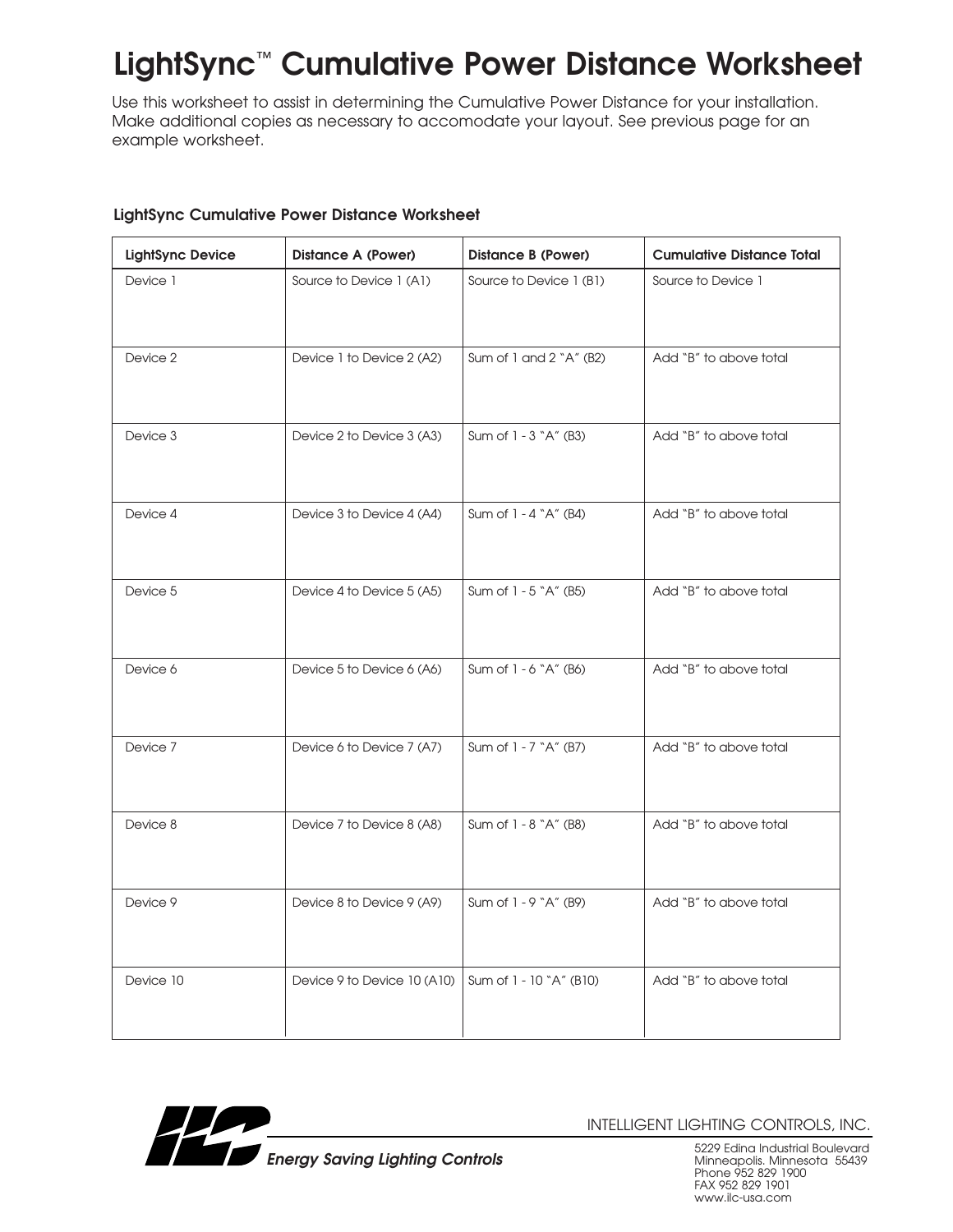# LightSync™ Cumulative Power Distance Worksheet

Use this worksheet to assist in determining the Cumulative Power Distance for your installation. Make additional copies as necessary to accomodate your layout. See previous page for an example worksheet.

### LightSync Cumulative Power Distance Worksheet

| LightSync Device | Distance A (Power) | Distance B (Power) | Cumulative Distance Total |
|---|---|---|---|
| Device 1 | Source to Device 1 (A1) | Source to Device 1 (B1) | Source to Device 1 |
| Device 2 | Device 1 to Device 2 (A2) | Sum of 1 and 2 "A" (B2) | Add "B" to above total |
| Device 3 | Device 2 to Device 3 (A3) | Sum of 1 - 3 "A" (B3) | Add "B" to above total |
| Device 4 | Device 3 to Device 4 (A4) | Sum of 1 - 4 "A" (B4) | Add "B" to above total |
| Device 5 | Device 4 to Device 5 (A5) | Sum of 1 - 5 "A" (B5) | Add "B" to above total |
| Device 6 | Device 5 to Device 6 (A6) | Sum of 1 - 6 "A" (B6) | Add "B" to above total |
| Device 7 | Device 6 to Device 7 (A7) | Sum of 1 - 7 "A" (B7) | Add "B" to above total |
| Device 8 | Device 7 to Device 8 (A8) | Sum of 1 - 8 "A" (B8) | Add "B" to above total |
| Device 9 | Device 8 to Device 9 (A9) | Sum of 1 - 9 "A" (B9) | Add "B" to above total |
| Device 10 | Device 9 to Device 10 (A10) | Sum of 1 - 10 "A" (B10) | Add "B" to above total |

*Energy Saving Lighting Controls*

INTELLIGENT LIGHTING CONTROLS, INC.

5229 Edina Industrial Boulevard
Minneapolis. Minnesota 55439
Phone 952 829 1900
FAX 952 829 1901
www.ilc-usa.com